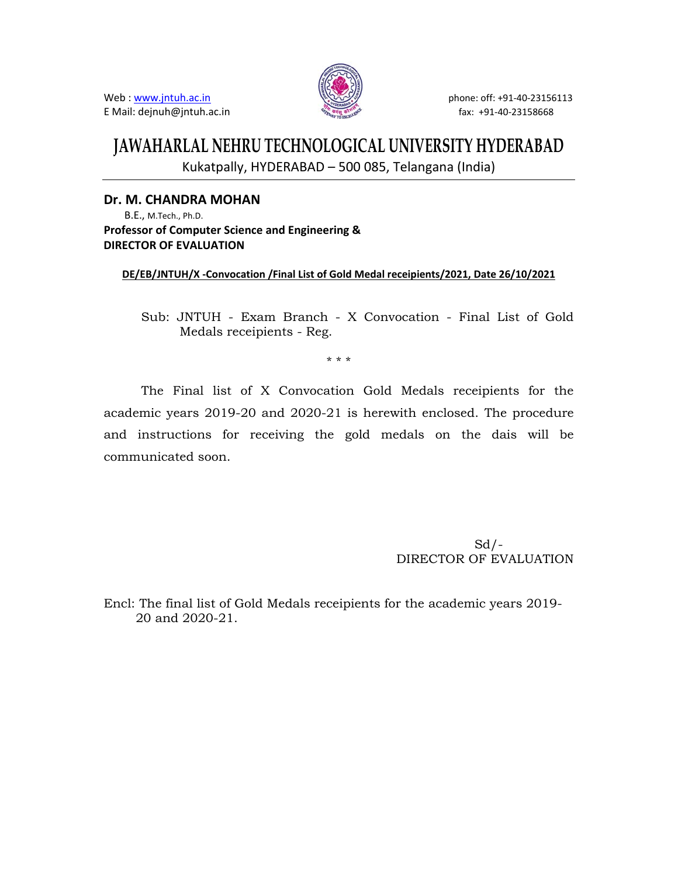Web : www.jntuh.ac.in
E Mail: dejnuh@jntuh.ac.in

phone: off: +91-40-23156113
fax: +91-40-23158668

# JAWAHARLAL NEHRU TECHNOLOGICAL UNIVERSITY HYDERABAD

Kukatpally, HYDERABAD – 500 085, Telangana (India)

---

**Dr. M. CHANDRA MOHAN**
B.E., M.Tech., Ph.D.
**Professor of Computer Science and Engineering &**
**DIRECTOR OF EVALUATION**

**DE/EB/JNTUH/X -Convocation /Final List of Gold Medal receipients/2021, Date 26/10/2021**

Sub: JNTUH - Exam Branch - X Convocation - Final List of Gold Medals receipients - Reg.

\* \* \*

The Final list of X Convocation Gold Medals receipients for the academic years 2019-20 and 2020-21 is herewith enclosed. The procedure and instructions for receiving the gold medals on the dais will be communicated soon.

Sd/-
DIRECTOR OF EVALUATION

Encl: The final list of Gold Medals receipients for the academic years 2019-20 and 2020-21.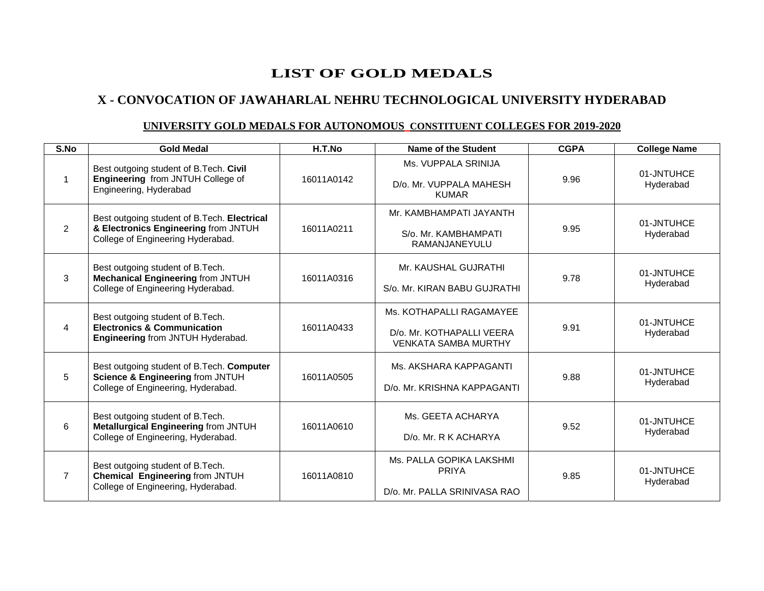# LIST OF GOLD MEDALS

## X - CONVOCATION OF JAWAHARLAL NEHRU TECHNOLOGICAL UNIVERSITY HYDERABAD

### UNIVERSITY GOLD MEDALS FOR AUTONOMOUS CONSTITUENT COLLEGES FOR 2019-2020

| S.No | Gold Medal | H.T.No | Name of the Student | CGPA | College Name |
|---|---|---|---|---|---|
| 1 | Best outgoing student of B.Tech. **Civil Engineering** from JNTUH College of Engineering, Hyderabad | 16011A0142 | Ms. VUPPALA SRINIJA<br><br>D/o. Mr. VUPPALA MAHESH KUMAR | 9.96 | 01-JNTUHCE Hyderabad |
| 2 | Best outgoing student of B.Tech. **Electrical & Electronics Engineering** from JNTUH College of Engineering Hyderabad. | 16011A0211 | Mr. KAMBHAMPATI JAYANTH<br><br>S/o. Mr. KAMBHAMPATI RAMANJANEYULU | 9.95 | 01-JNTUHCE Hyderabad |
| 3 | Best outgoing student of B.Tech. **Mechanical Engineering** from JNTUH College of Engineering Hyderabad. | 16011A0316 | Mr. KAUSHAL GUJRATHI<br><br>S/o. Mr. KIRAN BABU GUJRATHI | 9.78 | 01-JNTUHCE Hyderabad |
| 4 | Best outgoing student of B.Tech. **Electronics & Communication Engineering** from JNTUH Hyderabad. | 16011A0433 | Ms. KOTHAPALLI RAGAMAYEE<br><br>D/o. Mr. KOTHAPALLI VEERA VENKATA SAMBA MURTHY | 9.91 | 01-JNTUHCE Hyderabad |
| 5 | Best outgoing student of B.Tech. **Computer Science & Engineering** from JNTUH College of Engineering, Hyderabad. | 16011A0505 | Ms. AKSHARA KAPPAGANTI<br><br>D/o. Mr. KRISHNA KAPPAGANTI | 9.88 | 01-JNTUHCE Hyderabad |
| 6 | Best outgoing student of B.Tech. **Metallurgical Engineering** from JNTUH College of Engineering, Hyderabad. | 16011A0610 | Ms. GEETA ACHARYA<br><br>D/o. Mr. R K ACHARYA | 9.52 | 01-JNTUHCE Hyderabad |
| 7 | Best outgoing student of B.Tech. **Chemical Engineering** from JNTUH College of Engineering, Hyderabad. | 16011A0810 | Ms. PALLA GOPIKA LAKSHMI PRIYA<br><br>D/o. Mr. PALLA SRINIVASA RAO | 9.85 | 01-JNTUHCE Hyderabad |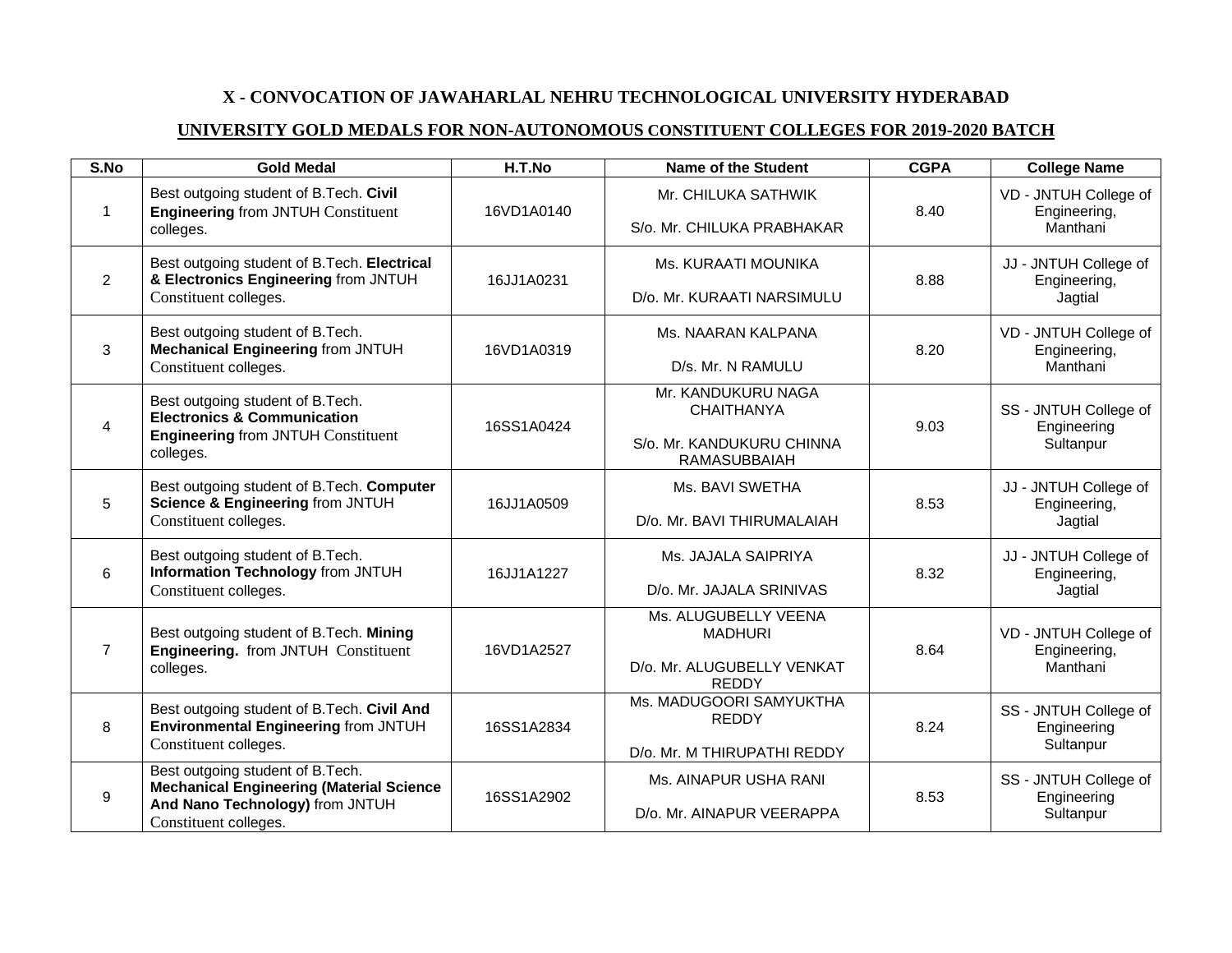**X - CONVOCATION OF JAWAHARLAL NEHRU TECHNOLOGICAL UNIVERSITY HYDERABAD**

**UNIVERSITY GOLD MEDALS FOR NON-AUTONOMOUS CONSTITUENT COLLEGES FOR 2019-2020 BATCH**

| S.No | Gold Medal | H.T.No | Name of the Student | CGPA | College Name |
|---|---|---|---|---|---|
| 1 | Best outgoing student of B.Tech. **Civil Engineering** from JNTUH Constituent colleges. | 16VD1A0140 | Mr. CHILUKA SATHWIK<br><br>S/o. Mr. CHILUKA PRABHAKAR | 8.40 | VD - JNTUH College of Engineering, Manthani |
| 2 | Best outgoing student of B.Tech. **Electrical & Electronics Engineering** from JNTUH Constituent colleges. | 16JJ1A0231 | Ms. KURAATI MOUNIKA<br><br>D/o. Mr. KURAATI NARSIMULU | 8.88 | JJ - JNTUH College of Engineering, Jagtial |
| 3 | Best outgoing student of B.Tech. **Mechanical Engineering** from JNTUH Constituent colleges. | 16VD1A0319 | Ms. NAARAN KALPANA<br><br>D/s. Mr. N RAMULU | 8.20 | VD - JNTUH College of Engineering, Manthani |
| 4 | Best outgoing student of B.Tech. **Electronics & Communication Engineering** from JNTUH Constituent colleges. | 16SS1A0424 | Mr. KANDUKURU NAGA CHAITHANYA<br><br>S/o. Mr. KANDUKURU CHINNA RAMASUBBAIAH | 9.03 | SS - JNTUH College of Engineering Sultanpur |
| 5 | Best outgoing student of B.Tech. **Computer Science & Engineering** from JNTUH Constituent colleges. | 16JJ1A0509 | Ms. BAVI SWETHA<br><br>D/o. Mr. BAVI THIRUMALAIAH | 8.53 | JJ - JNTUH College of Engineering, Jagtial |
| 6 | Best outgoing student of B.Tech. **Information Technology** from JNTUH Constituent colleges. | 16JJ1A1227 | Ms. JAJALA SAIPRIYA<br><br>D/o. Mr. JAJALA SRINIVAS | 8.32 | JJ - JNTUH College of Engineering, Jagtial |
| 7 | Best outgoing student of B.Tech. **Mining Engineering.** from JNTUH Constituent colleges. | 16VD1A2527 | Ms. ALUGUBELLY VEENA MADHURI<br><br>D/o. Mr. ALUGUBELLY VENKAT REDDY | 8.64 | VD - JNTUH College of Engineering, Manthani |
| 8 | Best outgoing student of B.Tech. **Civil And Environmental Engineering** from JNTUH Constituent colleges. | 16SS1A2834 | Ms. MADUGOORI SAMYUKTHA REDDY<br><br>D/o. Mr. M THIRUPATHI REDDY | 8.24 | SS - JNTUH College of Engineering Sultanpur |
| 9 | Best outgoing student of B.Tech. **Mechanical Engineering (Material Science And Nano Technology)** from JNTUH Constituent colleges. | 16SS1A2902 | Ms. AINAPUR USHA RANI<br><br>D/o. Mr. AINAPUR VEERAPPA | 8.53 | SS - JNTUH College of Engineering Sultanpur |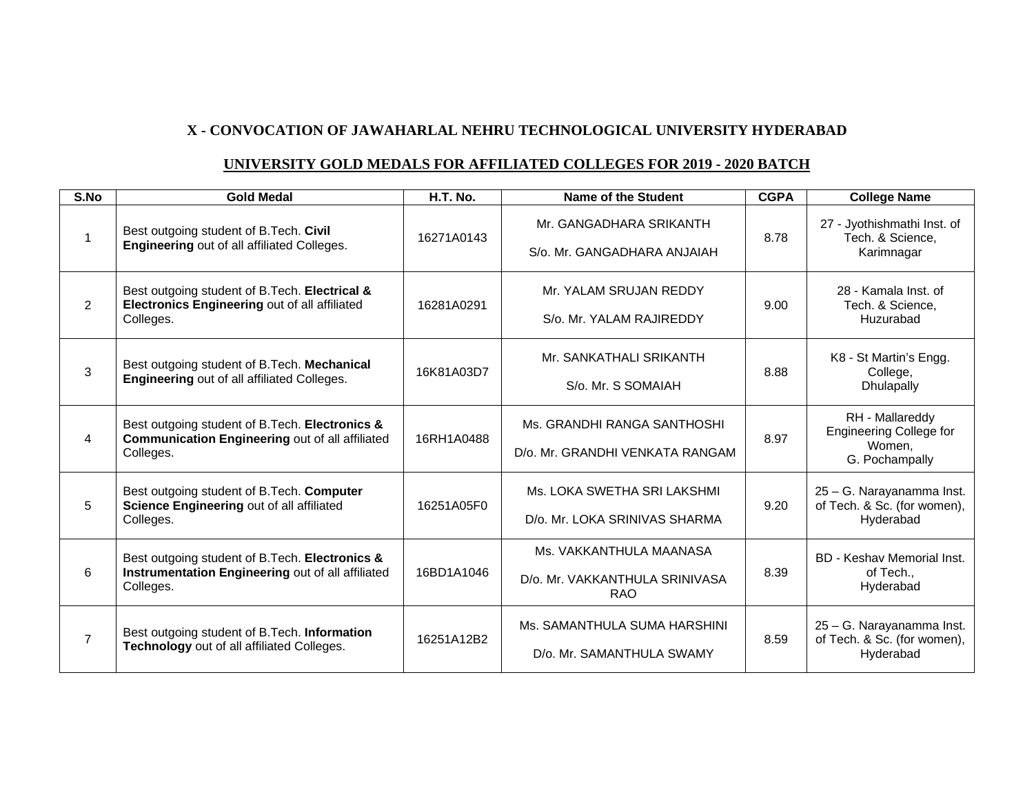# X - CONVOCATION OF JAWAHARLAL NEHRU TECHNOLOGICAL UNIVERSITY HYDERABAD

## UNIVERSITY GOLD MEDALS FOR AFFILIATED COLLEGES FOR 2019 - 2020 BATCH

| S.No | Gold Medal | H.T. No. | Name of the Student | CGPA | College Name |
|---|---|---|---|---|---|
| 1 | Best outgoing student of B.Tech. **Civil Engineering** out of all affiliated Colleges. | 16271A0143 | Mr. GANGADHARA SRIKANTH<br>S/o. Mr. GANGADHARA ANJAIAH | 8.78 | 27 - Jyothishmathi Inst. of Tech. & Science, Karimnagar |
| 2 | Best outgoing student of B.Tech. **Electrical & Electronics Engineering** out of all affiliated Colleges. | 16281A0291 | Mr. YALAM SRUJAN REDDY<br>S/o. Mr. YALAM RAJIREDDY | 9.00 | 28 - Kamala Inst. of Tech. & Science, Huzurabad |
| 3 | Best outgoing student of B.Tech. **Mechanical Engineering** out of all affiliated Colleges. | 16K81A03D7 | Mr. SANKATHALI SRIKANTH<br>S/o. Mr. S SOMAIAH | 8.88 | K8 - St Martin's Engg. College, Dhulapally |
| 4 | Best outgoing student of B.Tech. **Electronics & Communication Engineering** out of all affiliated Colleges. | 16RH1A0488 | Ms. GRANDHI RANGA SANTHOSHI<br>D/o. Mr. GRANDHI VENKATA RANGAM | 8.97 | RH - Mallareddy Engineering College for Women, G. Pochampally |
| 5 | Best outgoing student of B.Tech. **Computer Science Engineering** out of all affiliated Colleges. | 16251A05F0 | Ms. LOKA SWETHA SRI LAKSHMI<br>D/o. Mr. LOKA SRINIVAS SHARMA | 9.20 | 25 – G. Narayanamma Inst. of Tech. & Sc. (for women), Hyderabad |
| 6 | Best outgoing student of B.Tech. **Electronics & Instrumentation Engineering** out of all affiliated Colleges. | 16BD1A1046 | Ms. VAKKANTHULA MAANASA<br>D/o. Mr. VAKKANTHULA SRINIVASA RAO | 8.39 | BD - Keshav Memorial Inst. of Tech., Hyderabad |
| 7 | Best outgoing student of B.Tech. **Information Technology** out of all affiliated Colleges. | 16251A12B2 | Ms. SAMANTHULA SUMA HARSHINI<br>D/o. Mr. SAMANTHULA SWAMY | 8.59 | 25 – G. Narayanamma Inst. of Tech. & Sc. (for women), Hyderabad |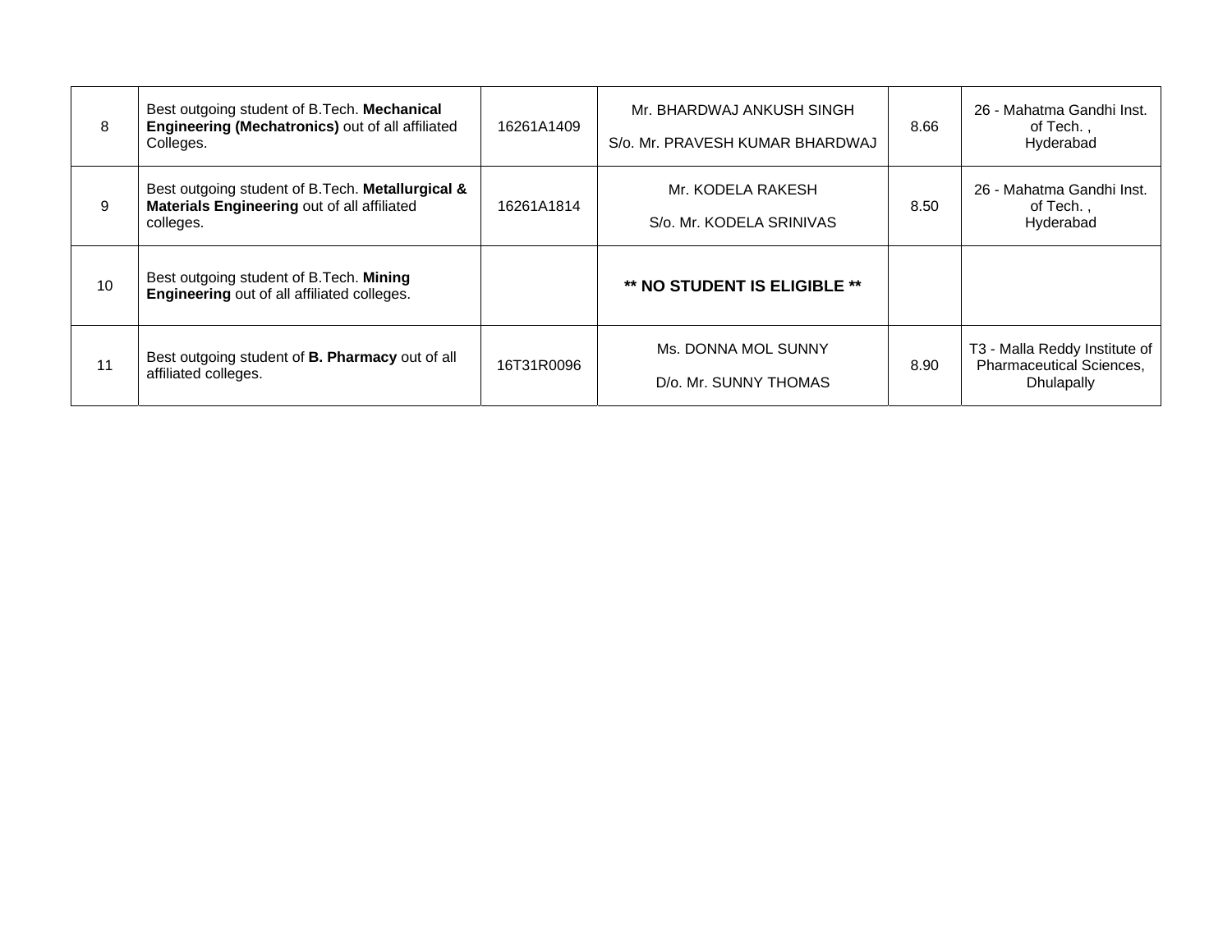| | | | | | |
|---|---|---|---|---|---|
| 8 | Best outgoing student of B.Tech. **Mechanical Engineering (Mechatronics)** out of all affiliated Colleges. | 16261A1409 | Mr. BHARDWAJ ANKUSH SINGH<br><br>S/o. Mr. PRAVESH KUMAR BHARDWAJ | 8.66 | 26 - Mahatma Gandhi Inst. of Tech. ,<br>Hyderabad |
| 9 | Best outgoing student of B.Tech. **Metallurgical & Materials Engineering** out of all affiliated colleges. | 16261A1814 | Mr. KODELA RAKESH<br><br>S/o. Mr. KODELA SRINIVAS | 8.50 | 26 - Mahatma Gandhi Inst. of Tech. ,<br>Hyderabad |
| 10 | Best outgoing student of B.Tech. **Mining Engineering** out of all affiliated colleges. | | **** NO STUDENT IS ELIGIBLE **** | | |
| 11 | Best outgoing student of **B. Pharmacy** out of all affiliated colleges. | 16T31R0096 | Ms. DONNA MOL SUNNY<br><br>D/o. Mr. SUNNY THOMAS | 8.90 | T3 - Malla Reddy Institute of Pharmaceutical Sciences,<br>Dhulapally |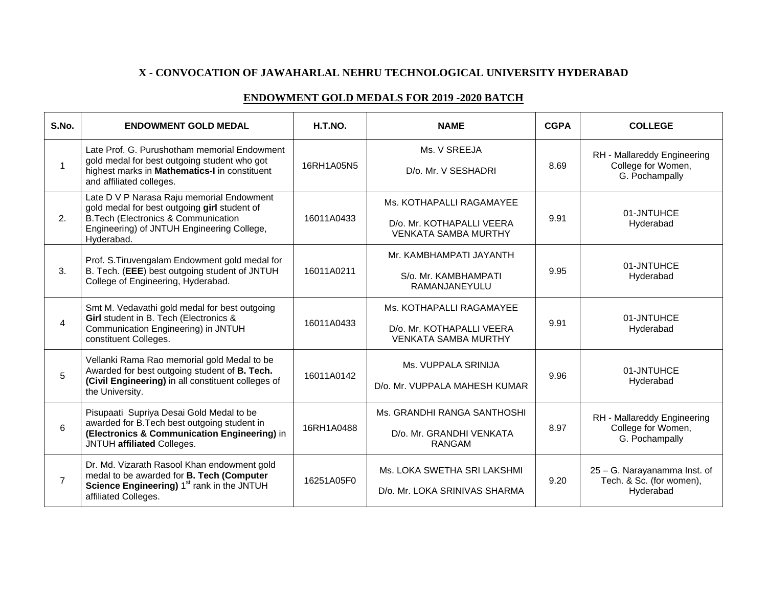**X - CONVOCATION OF JAWAHARLAL NEHRU TECHNOLOGICAL UNIVERSITY HYDERABAD**

**ENDOWMENT GOLD MEDALS FOR 2019 -2020 BATCH**

| S.No. | ENDOWMENT GOLD MEDAL | H.T.NO. | NAME | CGPA | COLLEGE |
|---|---|---|---|---|---|
| 1 | Late Prof. G. Purushotham memorial Endowment gold medal for best outgoing student who got highest marks in **Mathematics-I** in constituent and affiliated colleges. | 16RH1A05N5 | Ms. V SREEJA<br><br>D/o. Mr. V SESHADRI | 8.69 | RH - Mallareddy Engineering College for Women, G. Pochampally |
| 2. | Late D V P Narasa Raju memorial Endowment gold medal for best outgoing **girl** student of B.Tech (Electronics & Communication Engineering) of JNTUH Engineering College, Hyderabad. | 16011A0433 | Ms. KOTHAPALLI RAGAMAYEE<br><br>D/o. Mr. KOTHAPALLI VEERA VENKATA SAMBA MURTHY | 9.91 | 01-JNTUHCE Hyderabad |
| 3. | Prof. S.Tiruvengalam Endowment gold medal for B. Tech. (**EEE**) best outgoing student of JNTUH College of Engineering, Hyderabad. | 16011A0211 | Mr. KAMBHAMPATI JAYANTH<br><br>S/o. Mr. KAMBHAMPATI RAMANJANEYULU | 9.95 | 01-JNTUHCE Hyderabad |
| 4 | Smt M. Vedavathi gold medal for best outgoing **Girl** student in B. Tech (Electronics & Communication Engineering) in JNTUH constituent Colleges. | 16011A0433 | Ms. KOTHAPALLI RAGAMAYEE<br><br>D/o. Mr. KOTHAPALLI VEERA VENKATA SAMBA MURTHY | 9.91 | 01-JNTUHCE Hyderabad |
| 5 | Vellanki Rama Rao memorial gold Medal to be Awarded for best outgoing student of **B. Tech. (Civil Engineering)** in all constituent colleges of the University. | 16011A0142 | Ms. VUPPALA SRINIJA<br><br>D/o. Mr. VUPPALA MAHESH KUMAR | 9.96 | 01-JNTUHCE Hyderabad |
| 6 | Pisupaati Supriya Desai Gold Medal to be awarded for B.Tech best outgoing student in **(Electronics & Communication Engineering)** in JNTUH **affiliated** Colleges. | 16RH1A0488 | Ms. GRANDHI RANGA SANTHOSHI<br><br>D/o. Mr. GRANDHI VENKATA RANGAM | 8.97 | RH - Mallareddy Engineering College for Women, G. Pochampally |
| 7 | Dr. Md. Vizarath Rasool Khan endowment gold medal to be awarded for **B. Tech (Computer Science Engineering)** 1st rank in the JNTUH affiliated Colleges. | 16251A05F0 | Ms. LOKA SWETHA SRI LAKSHMI<br><br>D/o. Mr. LOKA SRINIVAS SHARMA | 9.20 | 25 – G. Narayanamma Inst. of Tech. & Sc. (for women), Hyderabad |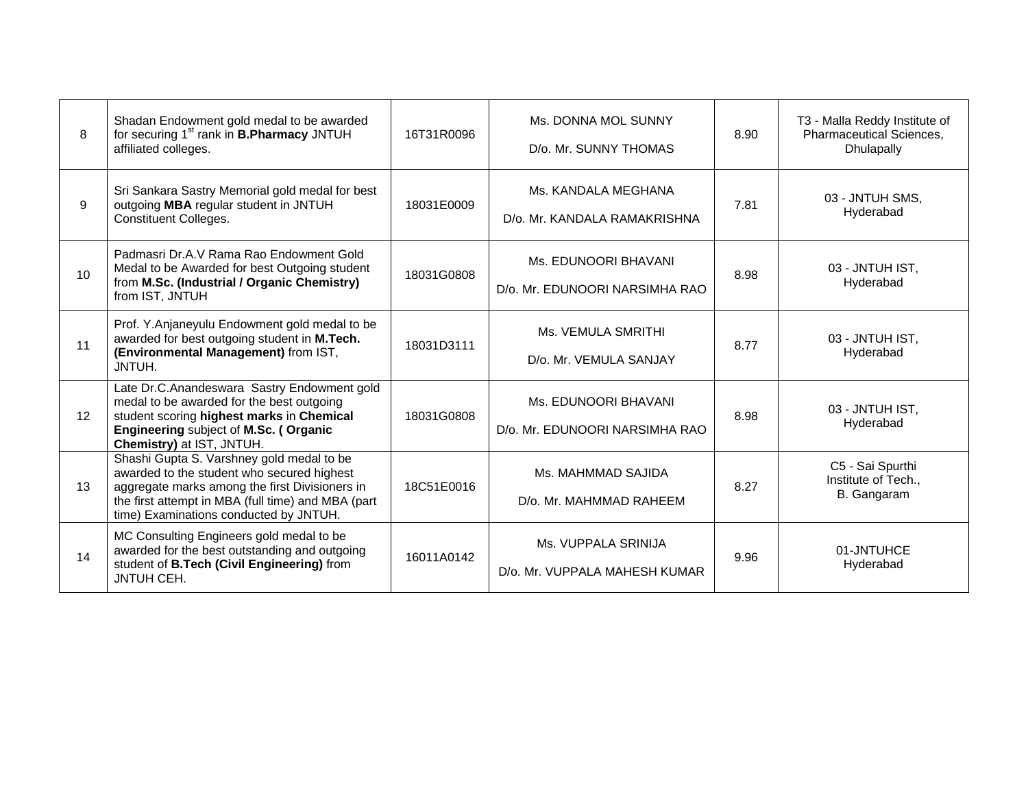| | | | | | |
|---|---|---|---|---|---|
| 8 | Shadan Endowment gold medal to be awarded for securing 1st rank in **B.Pharmacy** JNTUH affiliated colleges. | 16T31R0096 | Ms. DONNA MOL SUNNY<br><br>D/o. Mr. SUNNY THOMAS | 8.90 | T3 - Malla Reddy Institute of Pharmaceutical Sciences, Dhulapally |
| 9 | Sri Sankara Sastry Memorial gold medal for best outgoing **MBA** regular student in JNTUH Constituent Colleges. | 18031E0009 | Ms. KANDALA MEGHANA<br><br>D/o. Mr. KANDALA RAMAKRISHNA | 7.81 | 03 - JNTUH SMS, Hyderabad |
| 10 | Padmasri Dr.A.V Rama Rao Endowment Gold Medal to be Awarded for best Outgoing student from **M.Sc. (Industrial / Organic Chemistry)** from IST, JNTUH | 18031G0808 | Ms. EDUNOORI BHAVANI<br><br>D/o. Mr. EDUNOORI NARSIMHA RAO | 8.98 | 03 - JNTUH IST, Hyderabad |
| 11 | Prof. Y.Anjaneyulu Endowment gold medal to be awarded for best outgoing student in **M.Tech. (Environmental Management)** from IST, JNTUH. | 18031D3111 | Ms. VEMULA SMRITHI<br><br>D/o. Mr. VEMULA SANJAY | 8.77 | 03 - JNTUH IST, Hyderabad |
| 12 | Late Dr.C.Anandeswara Sastry Endowment gold medal to be awarded for the best outgoing student scoring **highest marks** in **Chemical Engineering** subject of **M.Sc. ( Organic Chemistry)** at IST, JNTUH. | 18031G0808 | Ms. EDUNOORI BHAVANI<br><br>D/o. Mr. EDUNOORI NARSIMHA RAO | 8.98 | 03 - JNTUH IST, Hyderabad |
| 13 | Shashi Gupta S. Varshney gold medal to be awarded to the student who secured highest aggregate marks among the first Divisioners in the first attempt in MBA (full time) and MBA (part time) Examinations conducted by JNTUH. | 18C51E0016 | Ms. MAHMMAD SAJIDA<br><br>D/o. Mr. MAHMMAD RAHEEM | 8.27 | C5 - Sai Spurthi Institute of Tech., B. Gangaram |
| 14 | MC Consulting Engineers gold medal to be awarded for the best outstanding and outgoing student of **B.Tech (Civil Engineering)** from JNTUH CEH. | 16011A0142 | Ms. VUPPALA SRINIJA<br><br>D/o. Mr. VUPPALA MAHESH KUMAR | 9.96 | 01-JNTUHCE Hyderabad |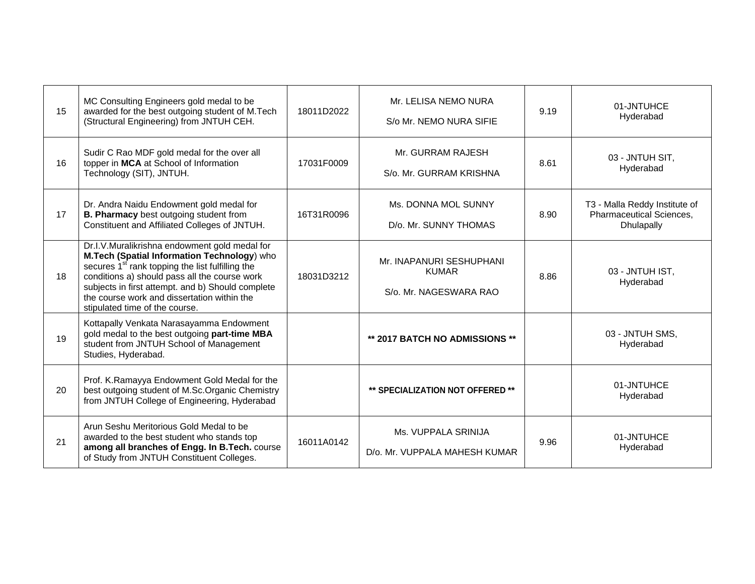| | | | | | |
|---|---|---|---|---|---|
| 15 | MC Consulting Engineers gold medal to be awarded for the best outgoing student of M.Tech (Structural Engineering) from JNTUH CEH. | 18011D2022 | Mr. LELISA NEMO NURA<br><br>S/o Mr. NEMO NURA SIFIE | 9.19 | 01-JNTUHCE Hyderabad |
| 16 | Sudir C Rao MDF gold medal for the over all topper in **MCA** at School of Information Technology (SIT), JNTUH. | 17031F0009 | Mr. GURRAM RAJESH<br><br>S/o. Mr. GURRAM KRISHNA | 8.61 | 03 - JNTUH SIT, Hyderabad |
| 17 | Dr. Andra Naidu Endowment gold medal for **B. Pharmacy** best outgoing student from Constituent and Affiliated Colleges of JNTUH. | 16T31R0096 | Ms. DONNA MOL SUNNY<br><br>D/o. Mr. SUNNY THOMAS | 8.90 | T3 - Malla Reddy Institute of Pharmaceutical Sciences, Dhulapally |
| 18 | Dr.I.V.Muralikrishna endowment gold medal for **M.Tech (Spatial Information Technology**) who secures 1st rank topping the list fulfilling the conditions a) should pass all the course work subjects in first attempt. and b) Should complete the course work and dissertation within the stipulated time of the course. | 18031D3212 | Mr. INAPANURI SESHUPHANI KUMAR<br><br>S/o. Mr. NAGESWARA RAO | 8.86 | 03 - JNTUH IST, Hyderabad |
| 19 | Kottapally Venkata Narasayamma Endowment gold medal to the best outgoing **part-time MBA** student from JNTUH School of Management Studies, Hyderabad. | | **\*\* 2017 BATCH NO ADMISSIONS \*\*** | | 03 - JNTUH SMS, Hyderabad |
| 20 | Prof. K.Ramayya Endowment Gold Medal for the best outgoing student of M.Sc.Organic Chemistry from JNTUH College of Engineering, Hyderabad | | **\*\* SPECIALIZATION NOT OFFERED \*\*** | | 01-JNTUHCE Hyderabad |
| 21 | Arun Seshu Meritorious Gold Medal to be awarded to the best student who stands top **among all branches of Engg. In B.Tech.** course of Study from JNTUH Constituent Colleges. | 16011A0142 | Ms. VUPPALA SRINIJA<br><br>D/o. Mr. VUPPALA MAHESH KUMAR | 9.96 | 01-JNTUHCE Hyderabad |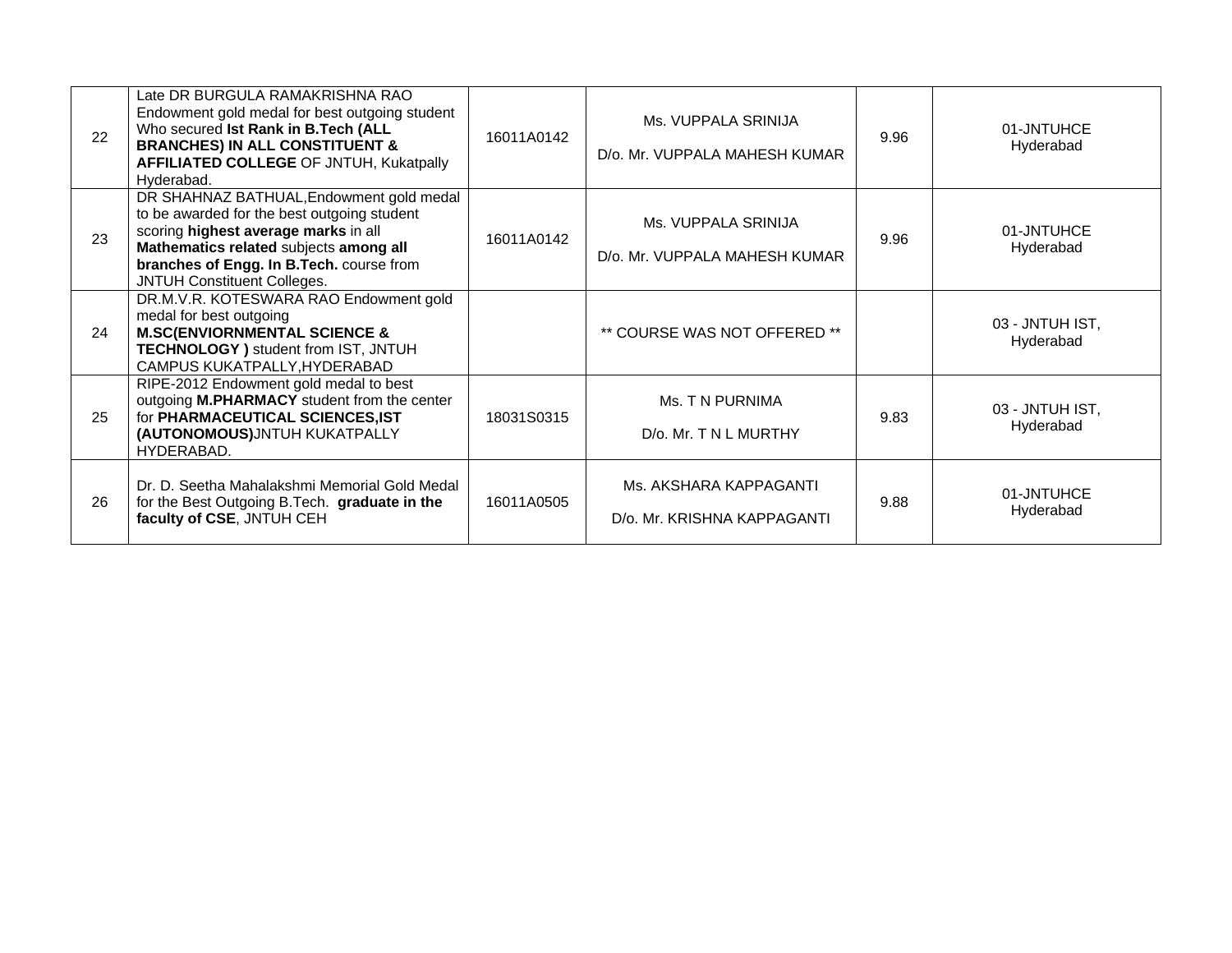| | | | | | |
|---|---|---|---|---|---|
| 22 | Late DR BURGULA RAMAKRISHNA RAO Endowment gold medal for best outgoing student Who secured **Ist Rank in B.Tech (ALL BRANCHES) IN ALL CONSTITUENT & AFFILIATED COLLEGE** OF JNTUH, Kukatpally Hyderabad. | 16011A0142 | Ms. VUPPALA SRINIJA<br><br>D/o. Mr. VUPPALA MAHESH KUMAR | 9.96 | 01-JNTUHCE Hyderabad |
| 23 | DR SHAHNAZ BATHUAL,Endowment gold medal to be awarded for the best outgoing student scoring **highest average marks** in all **Mathematics related** subjects **among all branches of Engg. In B.Tech.** course from JNTUH Constituent Colleges. | 16011A0142 | Ms. VUPPALA SRINIJA<br><br>D/o. Mr. VUPPALA MAHESH KUMAR | 9.96 | 01-JNTUHCE Hyderabad |
| 24 | DR.M.V.R. KOTESWARA RAO Endowment gold medal for best outgoing **M.SC(ENVIORNMENTAL SCIENCE & TECHNOLOGY )** student from IST, JNTUH CAMPUS KUKATPALLY,HYDERABAD | | ** COURSE WAS NOT OFFERED ** | | 03 - JNTUH IST, Hyderabad |
| 25 | RIPE-2012 Endowment gold medal to best outgoing **M.PHARMACY** student from the center for **PHARMACEUTICAL SCIENCES,IST (AUTONOMOUS)**JNTUH KUKATPALLY HYDERABAD. | 18031S0315 | Ms. T N PURNIMA<br><br>D/o. Mr. T N L MURTHY | 9.83 | 03 - JNTUH IST, Hyderabad |
| 26 | Dr. D. Seetha Mahalakshmi Memorial Gold Medal for the Best Outgoing B.Tech. **graduate in the faculty of CSE**, JNTUH CEH | 16011A0505 | Ms. AKSHARA KAPPAGANTI<br><br>D/o. Mr. KRISHNA KAPPAGANTI | 9.88 | 01-JNTUHCE Hyderabad |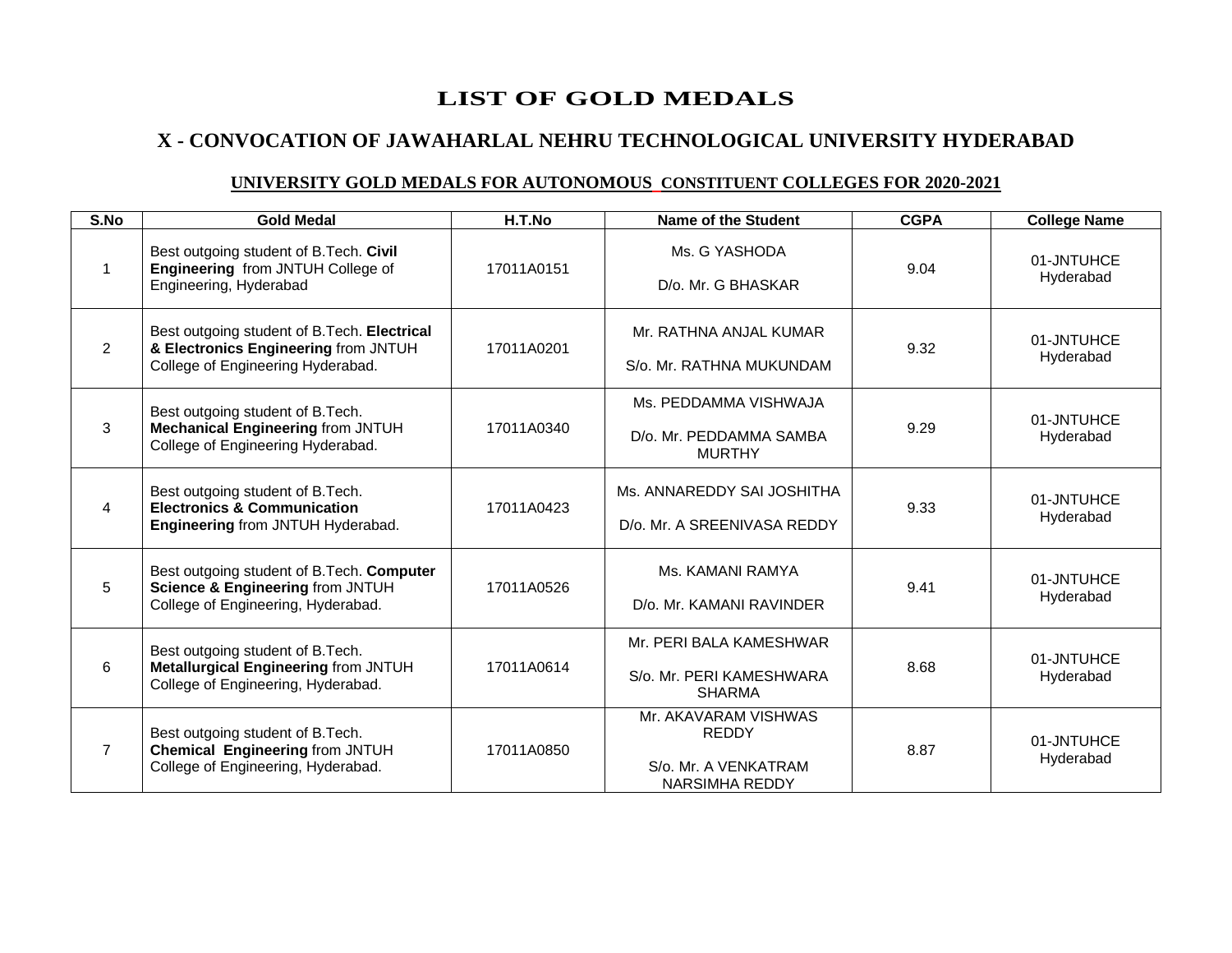# LIST OF GOLD MEDALS

## X - CONVOCATION OF JAWAHARLAL NEHRU TECHNOLOGICAL UNIVERSITY HYDERABAD

### UNIVERSITY GOLD MEDALS FOR AUTONOMOUS CONSTITUENT COLLEGES FOR 2020-2021

| S.No | Gold Medal | H.T.No | Name of the Student | CGPA | College Name |
|---|---|---|---|---|---|
| 1 | Best outgoing student of B.Tech. **Civil Engineering** from JNTUH College of Engineering, Hyderabad | 17011A0151 | Ms. G YASHODA<br>D/o. Mr. G BHASKAR | 9.04 | 01-JNTUHCE Hyderabad |
| 2 | Best outgoing student of B.Tech. **Electrical & Electronics Engineering** from JNTUH College of Engineering Hyderabad. | 17011A0201 | Mr. RATHNA ANJAL KUMAR<br>S/o. Mr. RATHNA MUKUNDAM | 9.32 | 01-JNTUHCE Hyderabad |
| 3 | Best outgoing student of B.Tech. **Mechanical Engineering** from JNTUH College of Engineering Hyderabad. | 17011A0340 | Ms. PEDDAMMA VISHWAJA<br>D/o. Mr. PEDDAMMA SAMBA MURTHY | 9.29 | 01-JNTUHCE Hyderabad |
| 4 | Best outgoing student of B.Tech. **Electronics & Communication Engineering** from JNTUH Hyderabad. | 17011A0423 | Ms. ANNAREDDY SAI JOSHITHA<br>D/o. Mr. A SREENIVASA REDDY | 9.33 | 01-JNTUHCE Hyderabad |
| 5 | Best outgoing student of B.Tech. **Computer Science & Engineering** from JNTUH College of Engineering, Hyderabad. | 17011A0526 | Ms. KAMANI RAMYA<br>D/o. Mr. KAMANI RAVINDER | 9.41 | 01-JNTUHCE Hyderabad |
| 6 | Best outgoing student of B.Tech. **Metallurgical Engineering** from JNTUH College of Engineering, Hyderabad. | 17011A0614 | Mr. PERI BALA KAMESHWAR<br>S/o. Mr. PERI KAMESHWARA SHARMA | 8.68 | 01-JNTUHCE Hyderabad |
| 7 | Best outgoing student of B.Tech. **Chemical Engineering** from JNTUH College of Engineering, Hyderabad. | 17011A0850 | Mr. AKAVARAM VISHWAS REDDY<br>S/o. Mr. A VENKATRAM NARSIMHA REDDY | 8.87 | 01-JNTUHCE Hyderabad |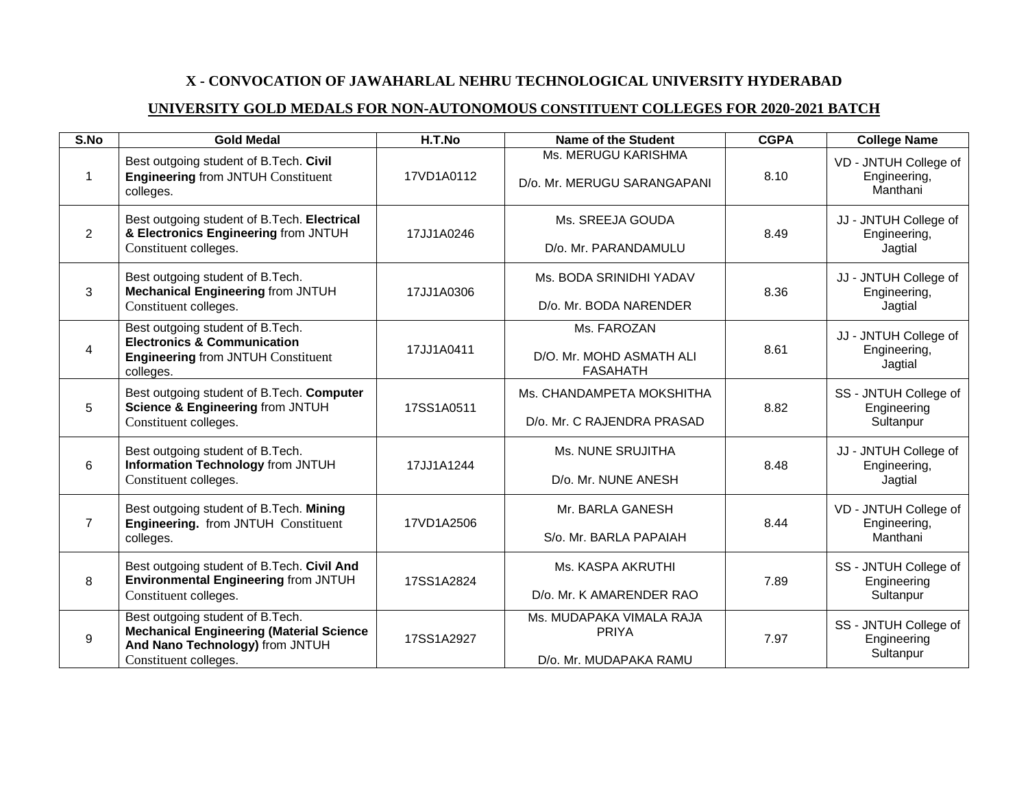# X - CONVOCATION OF JAWAHARLAL NEHRU TECHNOLOGICAL UNIVERSITY HYDERABAD

## UNIVERSITY GOLD MEDALS FOR NON-AUTONOMOUS CONSTITUENT COLLEGES FOR 2020-2021 BATCH

| S.No | Gold Medal | H.T.No | Name of the Student | CGPA | College Name |
|---|---|---|---|---|---|
| 1 | Best outgoing student of B.Tech. **Civil Engineering** from JNTUH Constituent colleges. | 17VD1A0112 | Ms. MERUGU KARISHMA<br>D/o. Mr. MERUGU SARANGAPANI | 8.10 | VD - JNTUH College of Engineering, Manthani |
| 2 | Best outgoing student of B.Tech. **Electrical & Electronics Engineering** from JNTUH Constituent colleges. | 17JJ1A0246 | Ms. SREEJA GOUDA<br>D/o. Mr. PARANDAMULU | 8.49 | JJ - JNTUH College of Engineering, Jagtial |
| 3 | Best outgoing student of B.Tech. **Mechanical Engineering** from JNTUH Constituent colleges. | 17JJ1A0306 | Ms. BODA SRINIDHI YADAV<br>D/o. Mr. BODA NARENDER | 8.36 | JJ - JNTUH College of Engineering, Jagtial |
| 4 | Best outgoing student of B.Tech. **Electronics & Communication Engineering** from JNTUH Constituent colleges. | 17JJ1A0411 | Ms. FAROZAN<br>D/O. Mr. MOHD ASMATH ALI FASAHATH | 8.61 | JJ - JNTUH College of Engineering, Jagtial |
| 5 | Best outgoing student of B.Tech. **Computer Science & Engineering** from JNTUH Constituent colleges. | 17SS1A0511 | Ms. CHANDAMPETA MOKSHITHA<br>D/o. Mr. C RAJENDRA PRASAD | 8.82 | SS - JNTUH College of Engineering Sultanpur |
| 6 | Best outgoing student of B.Tech. **Information Technology** from JNTUH Constituent colleges. | 17JJ1A1244 | Ms. NUNE SRUJITHA<br>D/o. Mr. NUNE ANESH | 8.48 | JJ - JNTUH College of Engineering, Jagtial |
| 7 | Best outgoing student of B.Tech. **Mining Engineering.** from JNTUH Constituent colleges. | 17VD1A2506 | Mr. BARLA GANESH<br>S/o. Mr. BARLA PAPAIAH | 8.44 | VD - JNTUH College of Engineering, Manthani |
| 8 | Best outgoing student of B.Tech. **Civil And Environmental Engineering** from JNTUH Constituent colleges. | 17SS1A2824 | Ms. KASPA AKRUTHI<br>D/o. Mr. K AMARENDER RAO | 7.89 | SS - JNTUH College of Engineering Sultanpur |
| 9 | Best outgoing student of B.Tech. **Mechanical Engineering (Material Science And Nano Technology)** from JNTUH Constituent colleges. | 17SS1A2927 | Ms. MUDAPAKA VIMALA RAJA PRIYA<br>D/o. Mr. MUDAPAKA RAMU | 7.97 | SS - JNTUH College of Engineering Sultanpur |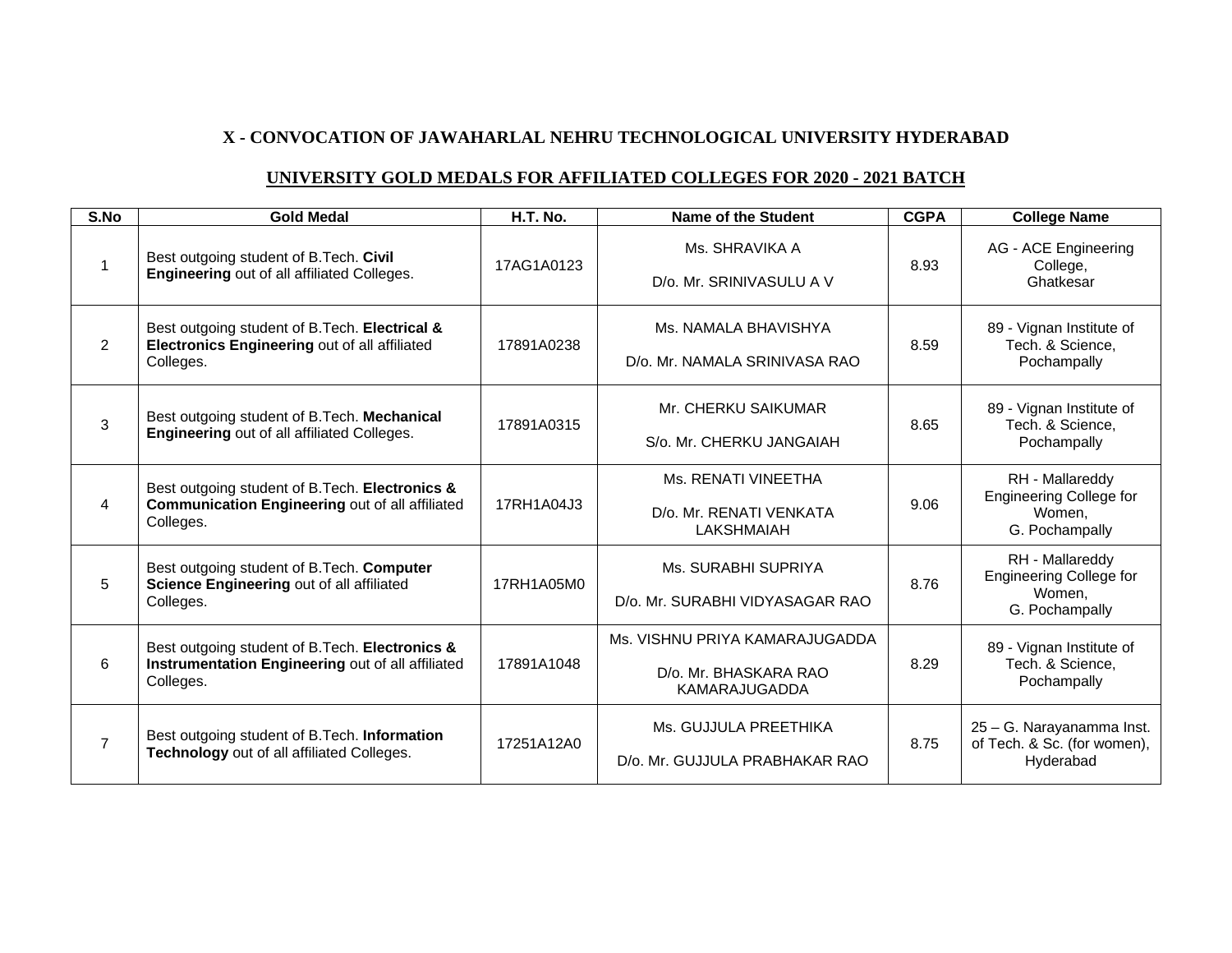# X - CONVOCATION OF JAWAHARLAL NEHRU TECHNOLOGICAL UNIVERSITY HYDERABAD

## UNIVERSITY GOLD MEDALS FOR AFFILIATED COLLEGES FOR 2020 - 2021 BATCH

| S.No | Gold Medal | H.T. No. | Name of the Student | CGPA | College Name |
|---|---|---|---|---|---|
| 1 | Best outgoing student of B.Tech. **Civil Engineering** out of all affiliated Colleges. | 17AG1A0123 | Ms. SHRAVIKA A<br><br>D/o. Mr. SRINIVASULU A V | 8.93 | AG - ACE Engineering College, Ghatkesar |
| 2 | Best outgoing student of B.Tech. **Electrical & Electronics Engineering** out of all affiliated Colleges. | 17891A0238 | Ms. NAMALA BHAVISHYA<br><br>D/o. Mr. NAMALA SRINIVASA RAO | 8.59 | 89 - Vignan Institute of Tech. & Science, Pochampally |
| 3 | Best outgoing student of B.Tech. **Mechanical Engineering** out of all affiliated Colleges. | 17891A0315 | Mr. CHERKU SAIKUMAR<br><br>S/o. Mr. CHERKU JANGAIAH | 8.65 | 89 - Vignan Institute of Tech. & Science, Pochampally |
| 4 | Best outgoing student of B.Tech. **Electronics & Communication Engineering** out of all affiliated Colleges. | 17RH1A04J3 | Ms. RENATI VINEETHA<br><br>D/o. Mr. RENATI VENKATA LAKSHMAIAH | 9.06 | RH - Mallareddy Engineering College for Women, G. Pochampally |
| 5 | Best outgoing student of B.Tech. **Computer Science Engineering** out of all affiliated Colleges. | 17RH1A05M0 | Ms. SURABHI SUPRIYA<br><br>D/o. Mr. SURABHI VIDYASAGAR RAO | 8.76 | RH - Mallareddy Engineering College for Women, G. Pochampally |
| 6 | Best outgoing student of B.Tech. **Electronics & Instrumentation Engineering** out of all affiliated Colleges. | 17891A1048 | Ms. VISHNU PRIYA KAMARAJUGADDA<br><br>D/o. Mr. BHASKARA RAO KAMARAJUGADDA | 8.29 | 89 - Vignan Institute of Tech. & Science, Pochampally |
| 7 | Best outgoing student of B.Tech. **Information Technology** out of all affiliated Colleges. | 17251A12A0 | Ms. GUJJULA PREETHIKA<br><br>D/o. Mr. GUJJULA PRABHAKAR RAO | 8.75 | 25 – G. Narayanamma Inst. of Tech. & Sc. (for women), Hyderabad |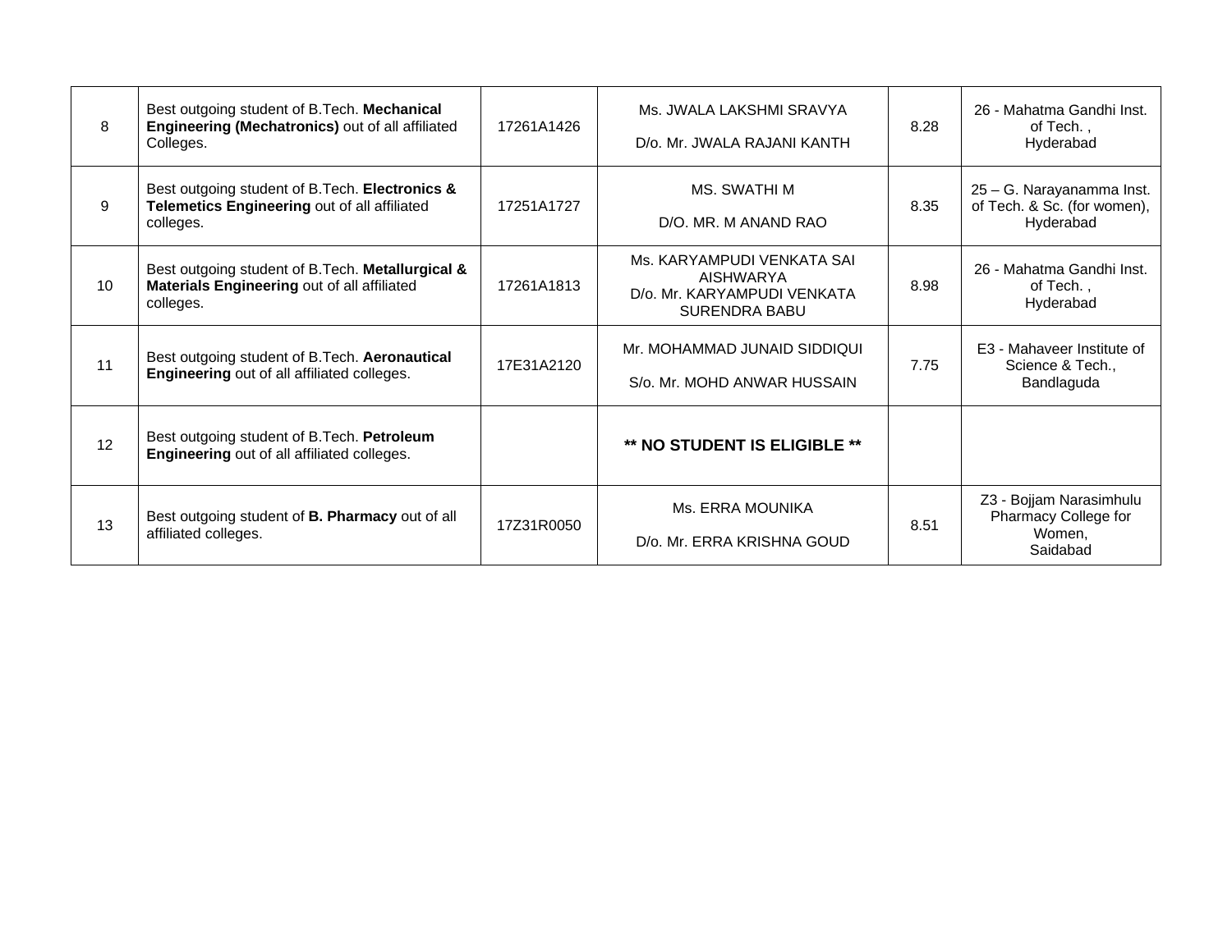| | | | | | |
|---|---|---|---|---|---|
| 8 | Best outgoing student of B.Tech. **Mechanical Engineering (Mechatronics)** out of all affiliated Colleges. | 17261A1426 | Ms. JWALA LAKSHMI SRAVYA<br><br>D/o. Mr. JWALA RAJANI KANTH | 8.28 | 26 - Mahatma Gandhi Inst. of Tech. ,<br>Hyderabad |
| 9 | Best outgoing student of B.Tech. **Electronics & Telemetics Engineering** out of all affiliated colleges. | 17251A1727 | MS. SWATHI M<br><br>D/O. MR. M ANAND RAO | 8.35 | 25 – G. Narayanamma Inst. of Tech. & Sc. (for women),<br>Hyderabad |
| 10 | Best outgoing student of B.Tech. **Metallurgical & Materials Engineering** out of all affiliated colleges. | 17261A1813 | Ms. KARYAMPUDI VENKATA SAI AISHWARYA<br>D/o. Mr. KARYAMPUDI VENKATA SURENDRA BABU | 8.98 | 26 - Mahatma Gandhi Inst. of Tech. ,<br>Hyderabad |
| 11 | Best outgoing student of B.Tech. **Aeronautical Engineering** out of all affiliated colleges. | 17E31A2120 | Mr. MOHAMMAD JUNAID SIDDIQUI<br><br>S/o. Mr. MOHD ANWAR HUSSAIN | 7.75 | E3 - Mahaveer Institute of Science & Tech.,<br>Bandlaguda |
| 12 | Best outgoing student of B.Tech. **Petroleum Engineering** out of all affiliated colleges. | | **** NO STUDENT IS ELIGIBLE **** | | |
| 13 | Best outgoing student of **B. Pharmacy** out of all affiliated colleges. | 17Z31R0050 | Ms. ERRA MOUNIKA<br><br>D/o. Mr. ERRA KRISHNA GOUD | 8.51 | Z3 - Bojjam Narasimhulu Pharmacy College for Women,<br>Saidabad |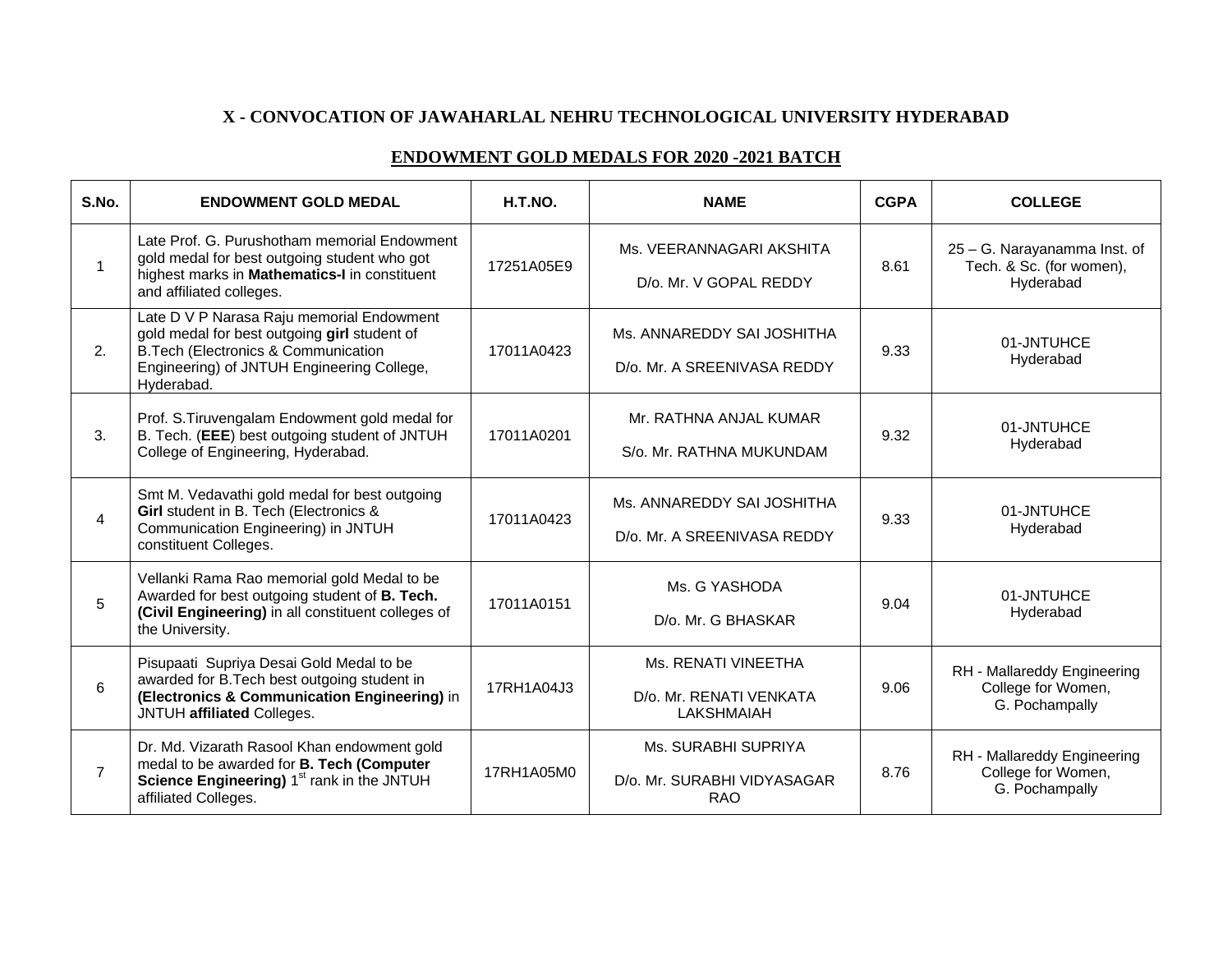**X - CONVOCATION OF JAWAHARLAL NEHRU TECHNOLOGICAL UNIVERSITY HYDERABAD**

**ENDOWMENT GOLD MEDALS FOR 2020 -2021 BATCH**

| S.No. | ENDOWMENT GOLD MEDAL | H.T.NO. | NAME | CGPA | COLLEGE |
|---|---|---|---|---|---|
| 1 | Late Prof. G. Purushotham memorial Endowment gold medal for best outgoing student who got highest marks in **Mathematics-I** in constituent and affiliated colleges. | 17251A05E9 | Ms. VEERANNAGARI AKSHITA<br>D/o. Mr. V GOPAL REDDY | 8.61 | 25 – G. Narayanamma Inst. of Tech. & Sc. (for women), Hyderabad |
| 2. | Late D V P Narasa Raju memorial Endowment gold medal for best outgoing **girl** student of B.Tech (Electronics & Communication Engineering) of JNTUH Engineering College, Hyderabad. | 17011A0423 | Ms. ANNAREDDY SAI JOSHITHA<br>D/o. Mr. A SREENIVASA REDDY | 9.33 | 01-JNTUHCE Hyderabad |
| 3. | Prof. S.Tiruvengalam Endowment gold medal for B. Tech. (**EEE**) best outgoing student of JNTUH College of Engineering, Hyderabad. | 17011A0201 | Mr. RATHNA ANJAL KUMAR<br>S/o. Mr. RATHNA MUKUNDAM | 9.32 | 01-JNTUHCE Hyderabad |
| 4 | Smt M. Vedavathi gold medal for best outgoing **Girl** student in B. Tech (Electronics & Communication Engineering) in JNTUH constituent Colleges. | 17011A0423 | Ms. ANNAREDDY SAI JOSHITHA<br>D/o. Mr. A SREENIVASA REDDY | 9.33 | 01-JNTUHCE Hyderabad |
| 5 | Vellanki Rama Rao memorial gold Medal to be Awarded for best outgoing student of **B. Tech. (Civil Engineering)** in all constituent colleges of the University. | 17011A0151 | Ms. G YASHODA<br>D/o. Mr. G BHASKAR | 9.04 | 01-JNTUHCE Hyderabad |
| 6 | Pisupaati Supriya Desai Gold Medal to be awarded for B.Tech best outgoing student in **(Electronics & Communication Engineering)** in JNTUH **affiliated** Colleges. | 17RH1A04J3 | Ms. RENATI VINEETHA<br>D/o. Mr. RENATI VENKATA LAKSHMAIAH | 9.06 | RH - Mallareddy Engineering College for Women, G. Pochampally |
| 7 | Dr. Md. Vizarath Rasool Khan endowment gold medal to be awarded for **B. Tech (Computer Science Engineering)** 1st rank in the JNTUH affiliated Colleges. | 17RH1A05M0 | Ms. SURABHI SUPRIYA<br>D/o. Mr. SURABHI VIDYASAGAR RAO | 8.76 | RH - Mallareddy Engineering College for Women, G. Pochampally |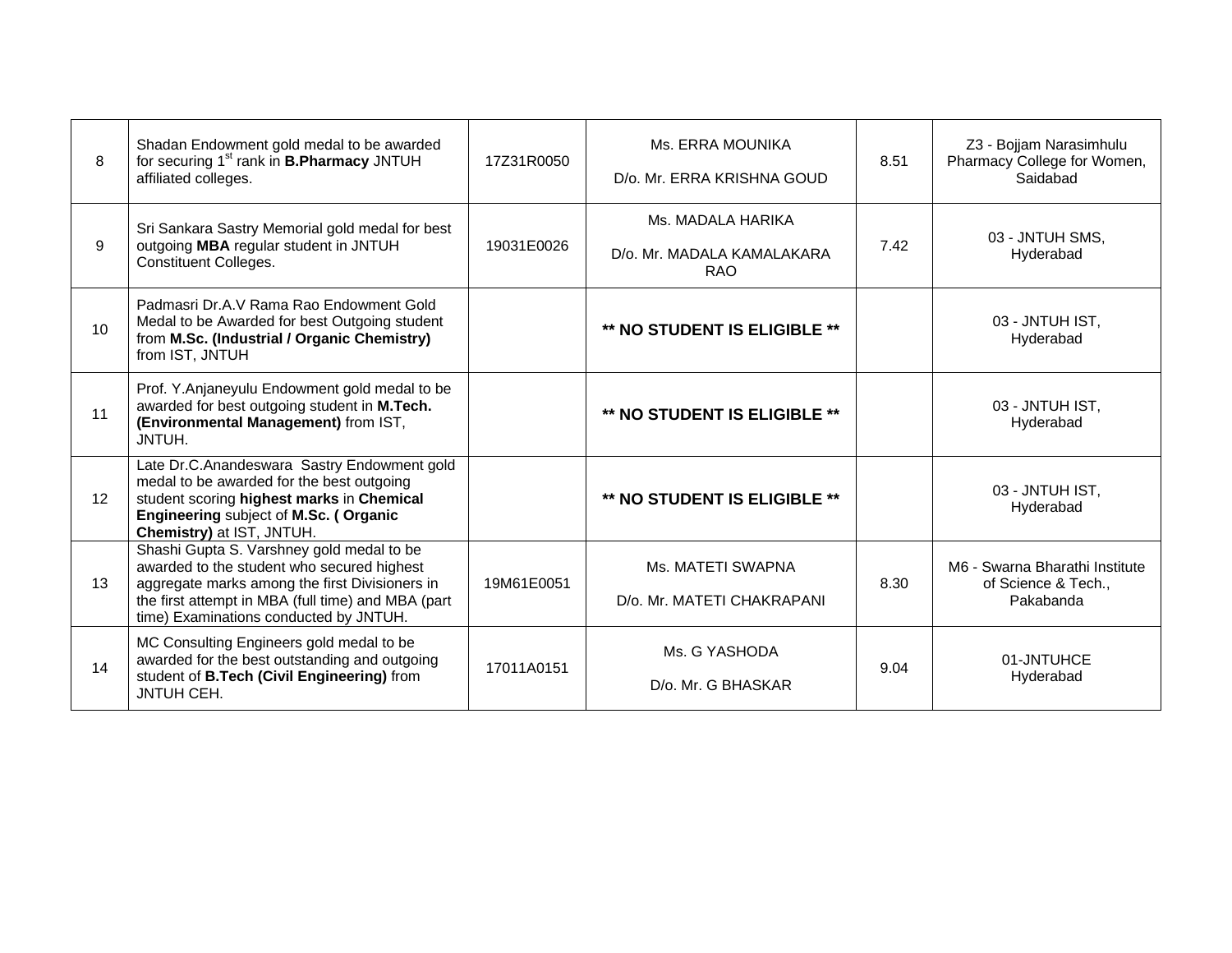| | | | | | |
|---|---|---|---|---|---|
| 8 | Shadan Endowment gold medal to be awarded for securing 1st rank in **B.Pharmacy** JNTUH affiliated colleges. | 17Z31R0050 | Ms. ERRA MOUNIKA<br><br>D/o. Mr. ERRA KRISHNA GOUD | 8.51 | Z3 - Bojjam Narasimhulu Pharmacy College for Women, Saidabad |
| 9 | Sri Sankara Sastry Memorial gold medal for best outgoing **MBA** regular student in JNTUH Constituent Colleges. | 19031E0026 | Ms. MADALA HARIKA<br><br>D/o. Mr. MADALA KAMALAKARA RAO | 7.42 | 03 - JNTUH SMS, Hyderabad |
| 10 | Padmasri Dr.A.V Rama Rao Endowment Gold Medal to be Awarded for best Outgoing student from **M.Sc. (Industrial / Organic Chemistry)** from IST, JNTUH | | **\*\* NO STUDENT IS ELIGIBLE \*\*** | | 03 - JNTUH IST, Hyderabad |
| 11 | Prof. Y.Anjaneyulu Endowment gold medal to be awarded for best outgoing student in **M.Tech. (Environmental Management)** from IST, JNTUH. | | **\*\* NO STUDENT IS ELIGIBLE \*\*** | | 03 - JNTUH IST, Hyderabad |
| 12 | Late Dr.C.Anandeswara Sastry Endowment gold medal to be awarded for the best outgoing student scoring **highest marks** in **Chemical Engineering** subject of **M.Sc. ( Organic Chemistry)** at IST, JNTUH. | | **\*\* NO STUDENT IS ELIGIBLE \*\*** | | 03 - JNTUH IST, Hyderabad |
| 13 | Shashi Gupta S. Varshney gold medal to be awarded to the student who secured highest aggregate marks among the first Divisioners in the first attempt in MBA (full time) and MBA (part time) Examinations conducted by JNTUH. | 19M61E0051 | Ms. MATETI SWAPNA<br><br>D/o. Mr. MATETI CHAKRAPANI | 8.30 | M6 - Swarna Bharathi Institute of Science & Tech., Pakabanda |
| 14 | MC Consulting Engineers gold medal to be awarded for the best outstanding and outgoing student of **B.Tech (Civil Engineering)** from JNTUH CEH. | 17011A0151 | Ms. G YASHODA<br><br>D/o. Mr. G BHASKAR | 9.04 | 01-JNTUHCE Hyderabad |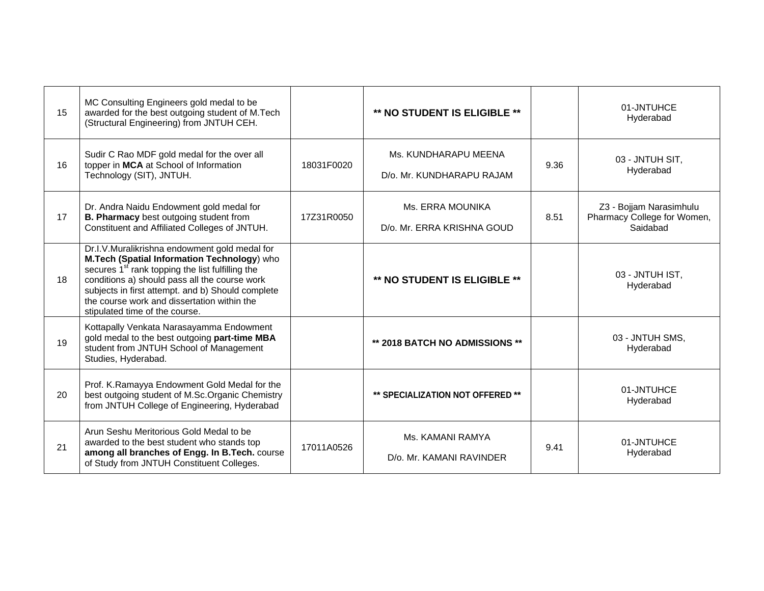| | | | | | |
|---|---|---|---|---|---|
| 15 | MC Consulting Engineers gold medal to be awarded for the best outgoing student of M.Tech (Structural Engineering) from JNTUH CEH. | | **\*\* NO STUDENT IS ELIGIBLE \*\*** | | 01-JNTUHCE Hyderabad |
| 16 | Sudir C Rao MDF gold medal for the over all topper in **MCA** at School of Information Technology (SIT), JNTUH. | 18031F0020 | Ms. KUNDHARAPU MEENA<br>D/o. Mr. KUNDHARAPU RAJAM | 9.36 | 03 - JNTUH SIT, Hyderabad |
| 17 | Dr. Andra Naidu Endowment gold medal for **B. Pharmacy** best outgoing student from Constituent and Affiliated Colleges of JNTUH. | 17Z31R0050 | Ms. ERRA MOUNIKA<br>D/o. Mr. ERRA KRISHNA GOUD | 8.51 | Z3 - Bojjam Narasimhulu Pharmacy College for Women, Saidabad |
| 18 | Dr.I.V.Muralikrishna endowment gold medal for **M.Tech (Spatial Information Technology**) who secures 1st rank topping the list fulfilling the conditions a) should pass all the course work subjects in first attempt. and b) Should complete the course work and dissertation within the stipulated time of the course. | | **\*\* NO STUDENT IS ELIGIBLE \*\*** | | 03 - JNTUH IST, Hyderabad |
| 19 | Kottapally Venkata Narasayamma Endowment gold medal to the best outgoing **part-time MBA** student from JNTUH School of Management Studies, Hyderabad. | | **\*\* 2018 BATCH NO ADMISSIONS \*\*** | | 03 - JNTUH SMS, Hyderabad |
| 20 | Prof. K.Ramayya Endowment Gold Medal for the best outgoing student of M.Sc.Organic Chemistry from JNTUH College of Engineering, Hyderabad | | **\*\* SPECIALIZATION NOT OFFERED \*\*** | | 01-JNTUHCE Hyderabad |
| 21 | Arun Seshu Meritorious Gold Medal to be awarded to the best student who stands top **among all branches of Engg. In B.Tech.** course of Study from JNTUH Constituent Colleges. | 17011A0526 | Ms. KAMANI RAMYA<br>D/o. Mr. KAMANI RAVINDER | 9.41 | 01-JNTUHCE Hyderabad |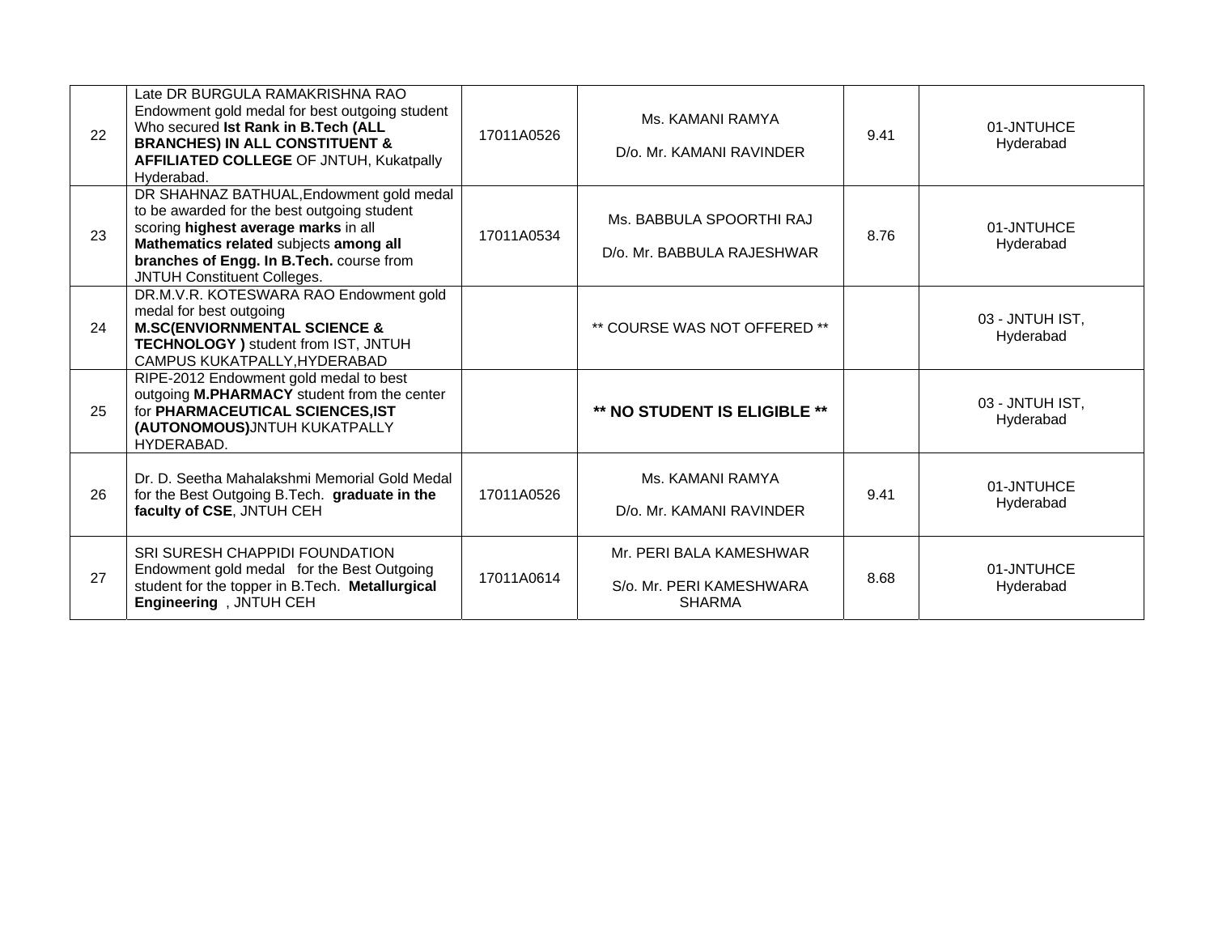| | | | | | |
|---|---|---|---|---|---|
| 22 | Late DR BURGULA RAMAKRISHNA RAO Endowment gold medal for best outgoing student Who secured **Ist Rank in B.Tech (ALL BRANCHES) IN ALL CONSTITUENT & AFFILIATED COLLEGE** OF JNTUH, Kukatpally Hyderabad. | 17011A0526 | Ms. KAMANI RAMYA<br><br>D/o. Mr. KAMANI RAVINDER | 9.41 | 01-JNTUHCE Hyderabad |
| 23 | DR SHAHNAZ BATHUAL,Endowment gold medal to be awarded for the best outgoing student scoring **highest average marks** in all **Mathematics related** subjects **among all branches of Engg. In B.Tech.** course from JNTUH Constituent Colleges. | 17011A0534 | Ms. BABBULA SPOORTHI RAJ<br><br>D/o. Mr. BABBULA RAJESHWAR | 8.76 | 01-JNTUHCE Hyderabad |
| 24 | DR.M.V.R. KOTESWARA RAO Endowment gold medal for best outgoing **M.SC(ENVIORNMENTAL SCIENCE & TECHNOLOGY )** student from IST, JNTUH CAMPUS KUKATPALLY,HYDERABAD | | ** COURSE WAS NOT OFFERED ** | | 03 - JNTUH IST, Hyderabad |
| 25 | RIPE-2012 Endowment gold medal to best outgoing **M.PHARMACY** student from the center for **PHARMACEUTICAL SCIENCES,IST (AUTONOMOUS)**JNTUH KUKATPALLY HYDERABAD. | | **** NO STUDENT IS ELIGIBLE **** | | 03 - JNTUH IST, Hyderabad |
| 26 | Dr. D. Seetha Mahalakshmi Memorial Gold Medal for the Best Outgoing B.Tech. **graduate in the faculty of CSE**, JNTUH CEH | 17011A0526 | Ms. KAMANI RAMYA<br><br>D/o. Mr. KAMANI RAVINDER | 9.41 | 01-JNTUHCE Hyderabad |
| 27 | SRI SURESH CHAPPIDI FOUNDATION Endowment gold medal for the Best Outgoing student for the topper in B.Tech. **Metallurgical Engineering** , JNTUH CEH | 17011A0614 | Mr. PERI BALA KAMESHWAR<br><br>S/o. Mr. PERI KAMESHWARA SHARMA | 8.68 | 01-JNTUHCE Hyderabad |